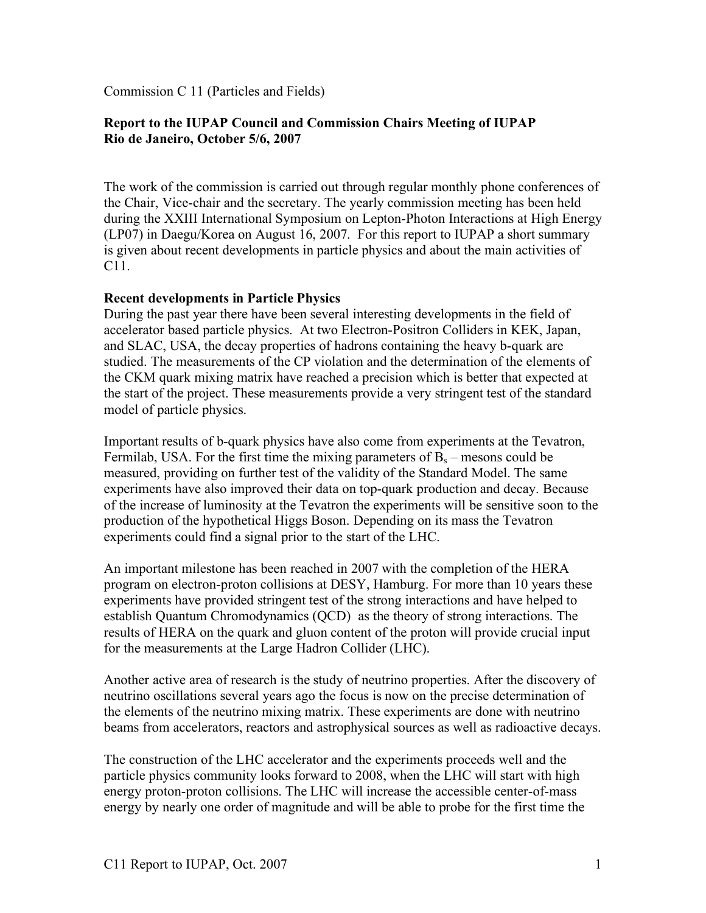Commission C 11 (Particles and Fields)

**Report to the IUPAP Council and Commission Chairs Meeting of IUPAP**
**Rio de Janeiro, October 5/6, 2007**

The work of the commission is carried out through regular monthly phone conferences of the Chair, Vice-chair and the secretary. The yearly commission meeting has been held during the XXIII International Symposium on Lepton-Photon Interactions at High Energy (LP07) in Daegu/Korea on August 16, 2007. For this report to IUPAP a short summary is given about recent developments in particle physics and about the main activities of C11.

**Recent developments in Particle Physics**

During the past year there have been several interesting developments in the field of accelerator based particle physics. At two Electron-Positron Colliders in KEK, Japan, and SLAC, USA, the decay properties of hadrons containing the heavy b-quark are studied. The measurements of the CP violation and the determination of the elements of the CKM quark mixing matrix have reached a precision which is better that expected at the start of the project. These measurements provide a very stringent test of the standard model of particle physics.

Important results of b-quark physics have also come from experiments at the Tevatron, Fermilab, USA. For the first time the mixing parameters of $B_s$ – mesons could be measured, providing on further test of the validity of the Standard Model. The same experiments have also improved their data on top-quark production and decay. Because of the increase of luminosity at the Tevatron the experiments will be sensitive soon to the production of the hypothetical Higgs Boson. Depending on its mass the Tevatron experiments could find a signal prior to the start of the LHC.

An important milestone has been reached in 2007 with the completion of the HERA program on electron-proton collisions at DESY, Hamburg. For more than 10 years these experiments have provided stringent test of the strong interactions and have helped to establish Quantum Chromodynamics (QCD) as the theory of strong interactions. The results of HERA on the quark and gluon content of the proton will provide crucial input for the measurements at the Large Hadron Collider (LHC).

Another active area of research is the study of neutrino properties. After the discovery of neutrino oscillations several years ago the focus is now on the precise determination of the elements of the neutrino mixing matrix. These experiments are done with neutrino beams from accelerators, reactors and astrophysical sources as well as radioactive decays.

The construction of the LHC accelerator and the experiments proceeds well and the particle physics community looks forward to 2008, when the LHC will start with high energy proton-proton collisions. The LHC will increase the accessible center-of-mass energy by nearly one order of magnitude and will be able to probe for the first time the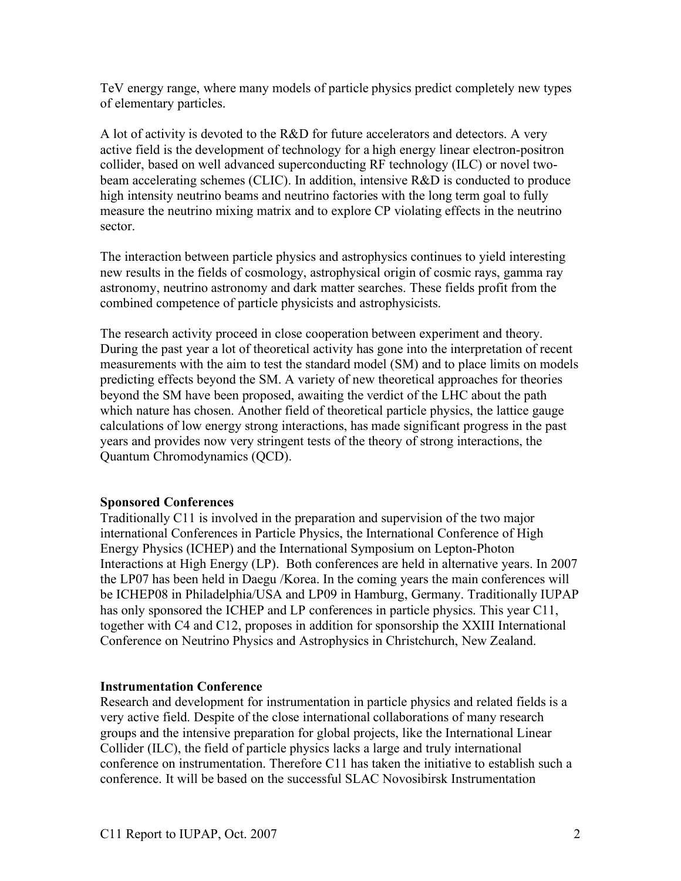TeV energy range, where many models of particle physics predict completely new types of elementary particles.

A lot of activity is devoted to the R&D for future accelerators and detectors. A very active field is the development of technology for a high energy linear electron-positron collider, based on well advanced superconducting RF technology (ILC) or novel two-beam accelerating schemes (CLIC). In addition, intensive R&D is conducted to produce high intensity neutrino beams and neutrino factories with the long term goal to fully measure the neutrino mixing matrix and to explore CP violating effects in the neutrino sector.

The interaction between particle physics and astrophysics continues to yield interesting new results in the fields of cosmology, astrophysical origin of cosmic rays, gamma ray astronomy, neutrino astronomy and dark matter searches. These fields profit from the combined competence of particle physicists and astrophysicists.

The research activity proceed in close cooperation between experiment and theory. During the past year a lot of theoretical activity has gone into the interpretation of recent measurements with the aim to test the standard model (SM) and to place limits on models predicting effects beyond the SM. A variety of new theoretical approaches for theories beyond the SM have been proposed, awaiting the verdict of the LHC about the path which nature has chosen. Another field of theoretical particle physics, the lattice gauge calculations of low energy strong interactions, has made significant progress in the past years and provides now very stringent tests of the theory of strong interactions, the Quantum Chromodynamics (QCD).

**Sponsored Conferences**

Traditionally C11 is involved in the preparation and supervision of the two major international Conferences in Particle Physics, the International Conference of High Energy Physics (ICHEP) and the International Symposium on Lepton-Photon Interactions at High Energy (LP). Both conferences are held in alternative years. In 2007 the LP07 has been held in Daegu /Korea. In the coming years the main conferences will be ICHEP08 in Philadelphia/USA and LP09 in Hamburg, Germany. Traditionally IUPAP has only sponsored the ICHEP and LP conferences in particle physics. This year C11, together with C4 and C12, proposes in addition for sponsorship the XXIII International Conference on Neutrino Physics and Astrophysics in Christchurch, New Zealand.

**Instrumentation Conference**

Research and development for instrumentation in particle physics and related fields is a very active field. Despite of the close international collaborations of many research groups and the intensive preparation for global projects, like the International Linear Collider (ILC), the field of particle physics lacks a large and truly international conference on instrumentation. Therefore C11 has taken the initiative to establish such a conference. It will be based on the successful SLAC Novosibirsk Instrumentation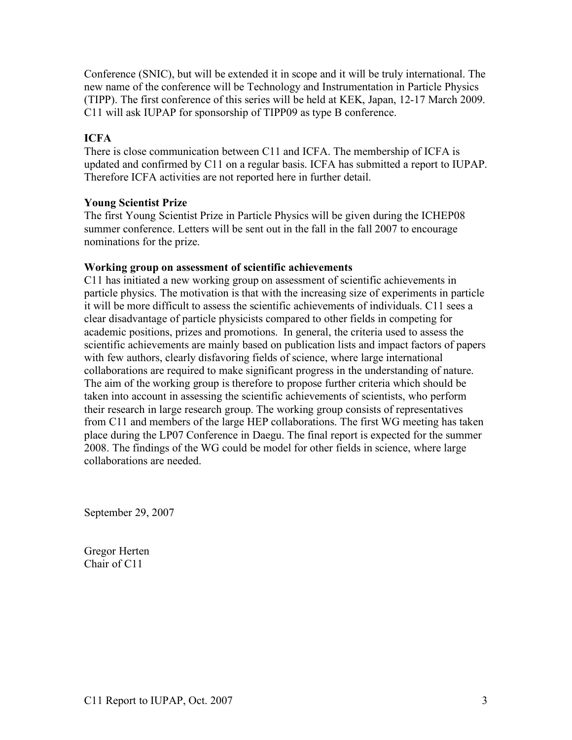Conference (SNIC), but will be extended it in scope and it will be truly international. The new name of the conference will be Technology and Instrumentation in Particle Physics (TIPP). The first conference of this series will be held at KEK, Japan, 12-17 March 2009. C11 will ask IUPAP for sponsorship of TIPP09 as type B conference.

**ICFA**

There is close communication between C11 and ICFA. The membership of ICFA is updated and confirmed by C11 on a regular basis. ICFA has submitted a report to IUPAP. Therefore ICFA activities are not reported here in further detail.

**Young Scientist Prize**

The first Young Scientist Prize in Particle Physics will be given during the ICHEP08 summer conference. Letters will be sent out in the fall in the fall 2007 to encourage nominations for the prize.

**Working group on assessment of scientific achievements**

C11 has initiated a new working group on assessment of scientific achievements in particle physics. The motivation is that with the increasing size of experiments in particle it will be more difficult to assess the scientific achievements of individuals. C11 sees a clear disadvantage of particle physicists compared to other fields in competing for academic positions, prizes and promotions. In general, the criteria used to assess the scientific achievements are mainly based on publication lists and impact factors of papers with few authors, clearly disfavoring fields of science, where large international collaborations are required to make significant progress in the understanding of nature. The aim of the working group is therefore to propose further criteria which should be taken into account in assessing the scientific achievements of scientists, who perform their research in large research group. The working group consists of representatives from C11 and members of the large HEP collaborations. The first WG meeting has taken place during the LP07 Conference in Daegu. The final report is expected for the summer 2008. The findings of the WG could be model for other fields in science, where large collaborations are needed.

September 29, 2007

Gregor Herten
Chair of C11